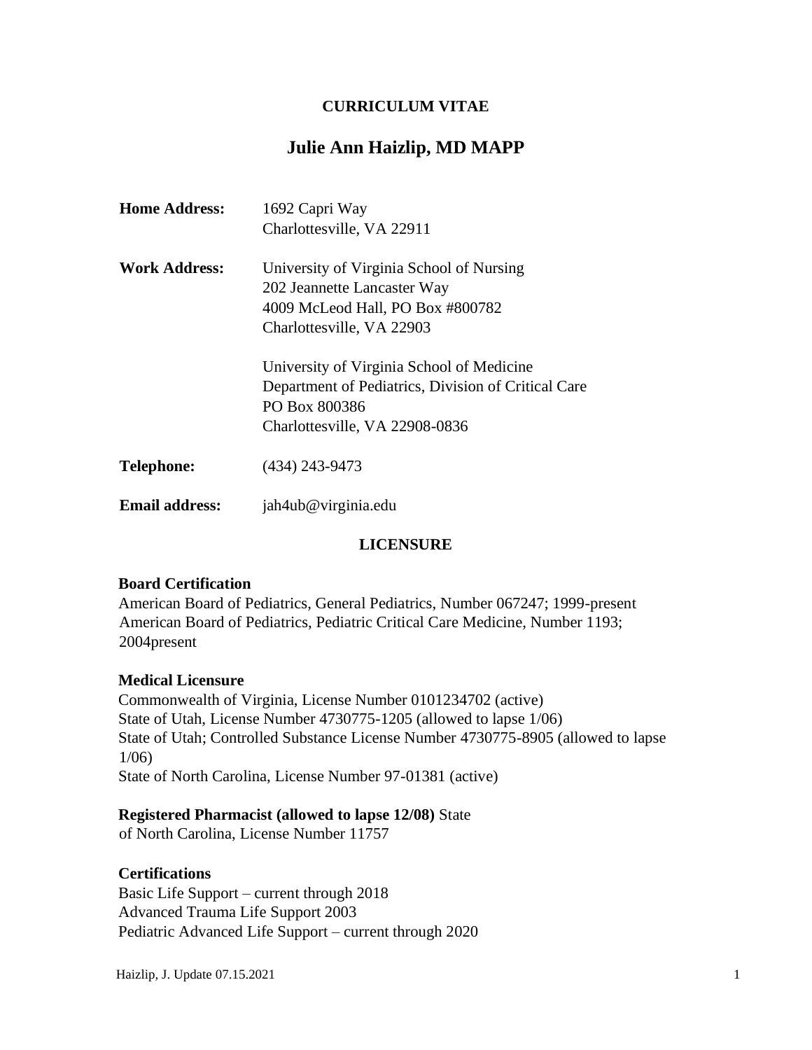# CURRICULUM VITAE

## Julie Ann Haizlip, MD MAPP

**Home Address:** 1692 Capri Way
Charlottesville, VA 22911

**Work Address:** University of Virginia School of Nursing
202 Jeannette Lancaster Way
4009 McLeod Hall, PO Box #800782
Charlottesville, VA 22903

University of Virginia School of Medicine
Department of Pediatrics, Division of Critical Care
PO Box 800386
Charlottesville, VA 22908-0836

**Telephone:** (434) 243-9473

**Email address:** jah4ub@virginia.edu

## LICENSURE

**Board Certification**
American Board of Pediatrics, General Pediatrics, Number 067247; 1999-present
American Board of Pediatrics, Pediatric Critical Care Medicine, Number 1193; 2004present

**Medical Licensure**
Commonwealth of Virginia, License Number 0101234702 (active)
State of Utah, License Number 4730775-1205 (allowed to lapse 1/06)
State of Utah; Controlled Substance License Number 4730775-8905 (allowed to lapse 1/06)
State of North Carolina, License Number 97-01381 (active)

**Registered Pharmacist (allowed to lapse 12/08)** State of North Carolina, License Number 11757

**Certifications**
Basic Life Support – current through 2018
Advanced Trauma Life Support 2003
Pediatric Advanced Life Support – current through 2020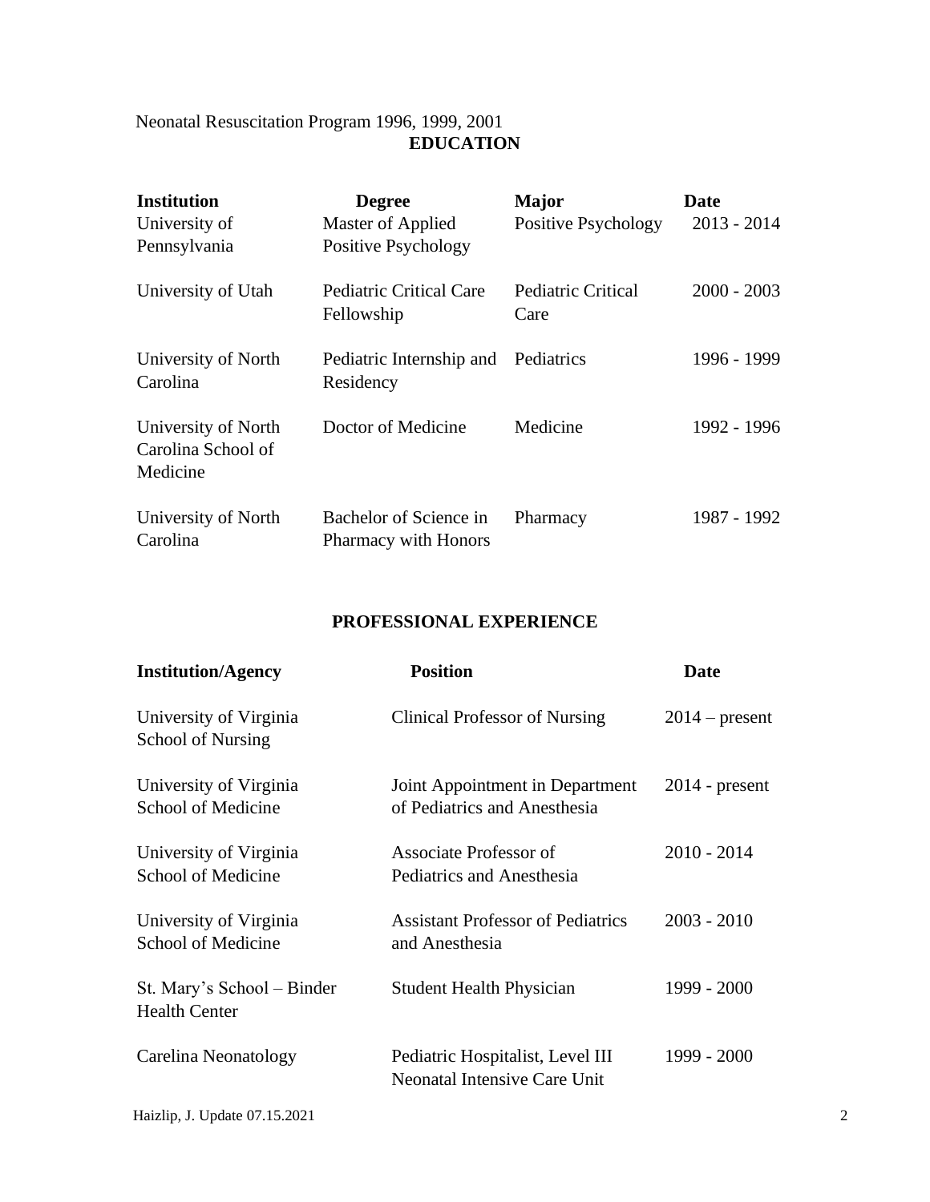Neonatal Resuscitation Program 1996, 1999, 2001

## EDUCATION

| Institution | Degree | Major | Date |
|---|---|---|---|
| University of Pennsylvania | Master of Applied Positive Psychology | Positive Psychology | 2013 - 2014 |
| University of Utah | Pediatric Critical Care Fellowship | Pediatric Critical Care | 2000 - 2003 |
| University of North Carolina | Pediatric Internship and Residency | Pediatrics | 1996 - 1999 |
| University of North Carolina School of Medicine | Doctor of Medicine | Medicine | 1992 - 1996 |
| University of North Carolina | Bachelor of Science in Pharmacy with Honors | Pharmacy | 1987 - 1992 |

## PROFESSIONAL EXPERIENCE

| Institution/Agency | Position | Date |
|---|---|---|
| University of Virginia School of Nursing | Clinical Professor of Nursing | 2014 – present |
| University of Virginia School of Medicine | Joint Appointment in Department of Pediatrics and Anesthesia | 2014 - present |
| University of Virginia School of Medicine | Associate Professor of Pediatrics and Anesthesia | 2010 - 2014 |
| University of Virginia School of Medicine | Assistant Professor of Pediatrics and Anesthesia | 2003 - 2010 |
| St. Mary's School – Binder Health Center | Student Health Physician | 1999 - 2000 |
| Carelina Neonatology | Pediatric Hospitalist, Level III Neonatal Intensive Care Unit | 1999 - 2000 |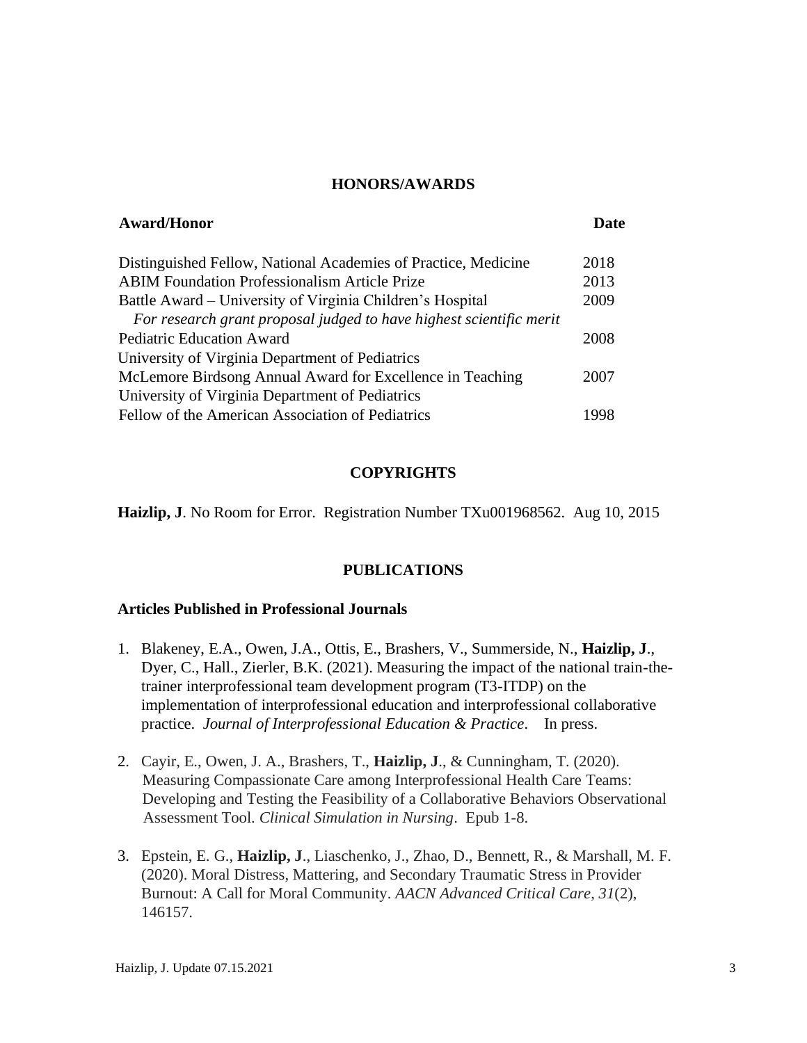## HONORS/AWARDS

| Award/Honor | Date |
|---|---|
| Distinguished Fellow, National Academies of Practice, Medicine | 2018 |
| ABIM Foundation Professionalism Article Prize | 2013 |
| Battle Award – University of Virginia Children's Hospital<br>*For research grant proposal judged to have highest scientific merit* | 2009 |
| Pediatric Education Award<br>University of Virginia Department of Pediatrics | 2008 |
| McLemore Birdsong Annual Award for Excellence in Teaching<br>University of Virginia Department of Pediatrics | 2007 |
| Fellow of the American Association of Pediatrics | 1998 |

## COPYRIGHTS

**Haizlip, J**. No Room for Error. Registration Number TXu001968562. Aug 10, 2015

## PUBLICATIONS

### Articles Published in Professional Journals

1. Blakeney, E.A., Owen, J.A., Ottis, E., Brashers, V., Summerside, N., **Haizlip, J**., Dyer, C., Hall., Zierler, B.K. (2021). Measuring the impact of the national train-the-trainer interprofessional team development program (T3-ITDP) on the implementation of interprofessional education and interprofessional collaborative practice. *Journal of Interprofessional Education & Practice*. In press.

2. Cayir, E., Owen, J. A., Brashers, T., **Haizlip, J**., & Cunningham, T. (2020). Measuring Compassionate Care among Interprofessional Health Care Teams: Developing and Testing the Feasibility of a Collaborative Behaviors Observational Assessment Tool. *Clinical Simulation in Nursing*. Epub 1-8.

3. Epstein, E. G., **Haizlip, J**., Liaschenko, J., Zhao, D., Bennett, R., & Marshall, M. F. (2020). Moral Distress, Mattering, and Secondary Traumatic Stress in Provider Burnout: A Call for Moral Community. *AACN Advanced Critical Care*, *31*(2), 146157.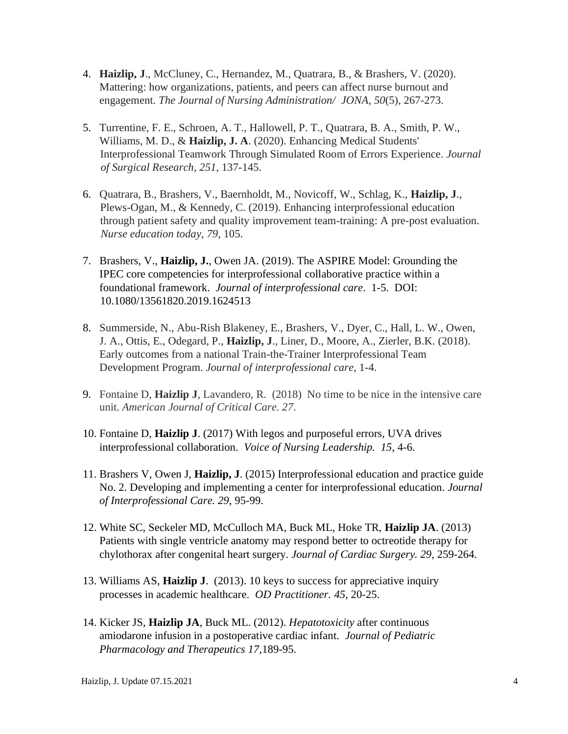4. **Haizlip, J**., McCluney, C., Hernandez, M., Quatrara, B., & Brashers, V. (2020). Mattering: how organizations, patients, and peers can affect nurse burnout and engagement. *The Journal of Nursing Administration/ JONA*, *50*(5), 267-273.

5. Turrentine, F. E., Schroen, A. T., Hallowell, P. T., Quatrara, B. A., Smith, P. W., Williams, M. D., & **Haizlip, J. A**. (2020). Enhancing Medical Students' Interprofessional Teamwork Through Simulated Room of Errors Experience. *Journal of Surgical Research*, *251*, 137-145.

6. Quatrara, B., Brashers, V., Baernholdt, M., Novicoff, W., Schlag, K., **Haizlip, J**., Plews-Ogan, M., & Kennedy, C. (2019). Enhancing interprofessional education through patient safety and quality improvement team-training: A pre-post evaluation. *Nurse education today*, *79*, 105.

7. Brashers, V., **Haizlip, J.**, Owen JA. (2019). The ASPIRE Model: Grounding the IPEC core competencies for interprofessional collaborative practice within a foundational framework. *Journal of interprofessional care*. 1-5. DOI: 10.1080/13561820.2019.1624513

8. Summerside, N., Abu-Rish Blakeney, E., Brashers, V., Dyer, C., Hall, L. W., Owen, J. A., Ottis, E., Odegard, P., **Haizlip, J**., Liner, D., Moore, A., Zierler, B.K. (2018). Early outcomes from a national Train-the-Trainer Interprofessional Team Development Program. *Journal of interprofessional care*, 1-4.

9. Fontaine D, **Haizlip J**, Lavandero, R. (2018) No time to be nice in the intensive care unit. *American Journal of Critical Care. 27*.

10. Fontaine D, **Haizlip J**. (2017) With legos and purposeful errors, UVA drives interprofessional collaboration. *Voice of Nursing Leadership. 15*, 4-6.

11. Brashers V, Owen J, **Haizlip, J**. (2015) Interprofessional education and practice guide No. 2. Developing and implementing a center for interprofessional education. *Journal of Interprofessional Care. 29*, 95-99.

12. White SC, Seckeler MD, McCulloch MA, Buck ML, Hoke TR, **Haizlip JA**. (2013) Patients with single ventricle anatomy may respond better to octreotide therapy for chylothorax after congenital heart surgery. *Journal of Cardiac Surgery. 29*, 259-264.

13. Williams AS, **Haizlip J**. (2013). 10 keys to success for appreciative inquiry processes in academic healthcare. *OD Practitioner. 45*, 20-25.

14. Kicker JS, **Haizlip JA**, Buck ML. (2012). *Hepatotoxicity* after continuous amiodarone infusion in a postoperative cardiac infant. *Journal of Pediatric Pharmacology and Therapeutics 17*,189-95.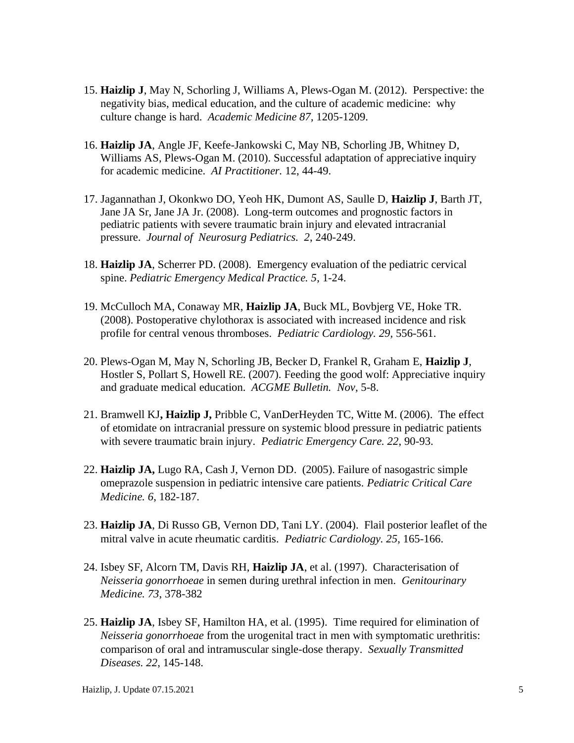15. **Haizlip J**, May N, Schorling J, Williams A, Plews-Ogan M. (2012). Perspective: the negativity bias, medical education, and the culture of academic medicine: why culture change is hard. *Academic Medicine 87*, 1205-1209.

16. **Haizlip JA**, Angle JF, Keefe-Jankowski C, May NB, Schorling JB, Whitney D, Williams AS, Plews-Ogan M. (2010). Successful adaptation of appreciative inquiry for academic medicine. *AI Practitioner.* 12, 44-49.

17. Jagannathan J, Okonkwo DO, Yeoh HK, Dumont AS, Saulle D, **Haizlip J**, Barth JT, Jane JA Sr, Jane JA Jr. (2008). Long-term outcomes and prognostic factors in pediatric patients with severe traumatic brain injury and elevated intracranial pressure. *Journal of Neurosurg Pediatrics. 2*, 240-249.

18. **Haizlip JA**, Scherrer PD. (2008). Emergency evaluation of the pediatric cervical spine. *Pediatric Emergency Medical Practice. 5*, 1-24.

19. McCulloch MA, Conaway MR, **Haizlip JA**, Buck ML, Bovbjerg VE, Hoke TR. (2008). Postoperative chylothorax is associated with increased incidence and risk profile for central venous thromboses. *Pediatric Cardiology. 29,* 556-561.

20. Plews-Ogan M, May N, Schorling JB, Becker D, Frankel R, Graham E, **Haizlip J**, Hostler S, Pollart S, Howell RE. (2007). Feeding the good wolf: Appreciative inquiry and graduate medical education. *ACGME Bulletin. Nov*, 5-8.

21. Bramwell KJ**, Haizlip J,** Pribble C, VanDerHeyden TC, Witte M. (2006). The effect of etomidate on intracranial pressure on systemic blood pressure in pediatric patients with severe traumatic brain injury. *Pediatric Emergency Care. 22*, 90-93.

22. **Haizlip JA,** Lugo RA, Cash J, Vernon DD. (2005). Failure of nasogastric simple omeprazole suspension in pediatric intensive care patients. *Pediatric Critical Care Medicine. 6*, 182-187.

23. **Haizlip JA**, Di Russo GB, Vernon DD, Tani LY. (2004). Flail posterior leaflet of the mitral valve in acute rheumatic carditis. *Pediatric Cardiology. 25*, 165-166.

24. Isbey SF, Alcorn TM, Davis RH, **Haizlip JA**, et al. (1997). Characterisation of *Neisseria gonorrhoeae* in semen during urethral infection in men. *Genitourinary Medicine. 73*, 378-382

25. **Haizlip JA**, Isbey SF, Hamilton HA, et al. (1995). Time required for elimination of *Neisseria gonorrhoeae* from the urogenital tract in men with symptomatic urethritis: comparison of oral and intramuscular single-dose therapy. *Sexually Transmitted Diseases. 22*, 145-148.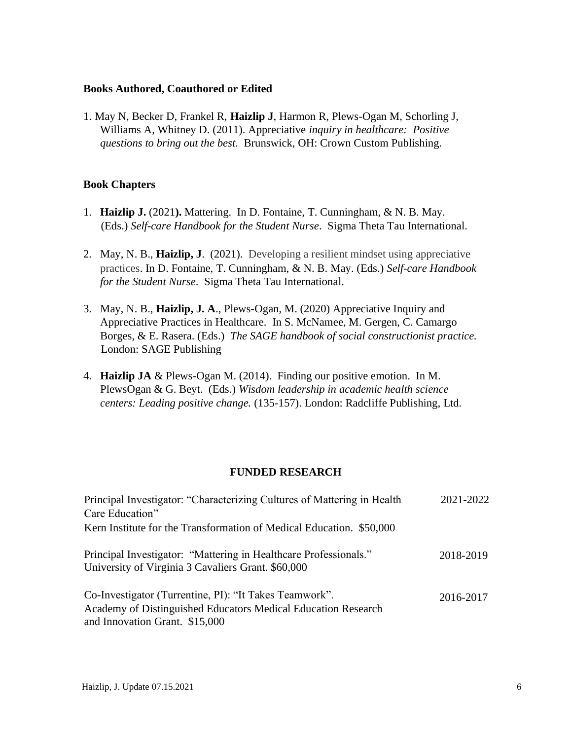### Books Authored, Coauthored or Edited

1. May N, Becker D, Frankel R, **Haizlip J**, Harmon R, Plews-Ogan M, Schorling J, Williams A, Whitney D. (2011). Appreciative *inquiry in healthcare: Positive questions to bring out the best.* Brunswick, OH: Crown Custom Publishing.

### Book Chapters

1. **Haizlip J.** (2021**).** Mattering. In D. Fontaine, T. Cunningham, & N. B. May. (Eds.) *Self-care Handbook for the Student Nurse*. Sigma Theta Tau International.
2. May, N. B., **Haizlip, J**. (2021). Developing a resilient mindset using appreciative practices. In D. Fontaine, T. Cunningham, & N. B. May. (Eds.) *Self-care Handbook for the Student Nurse*. Sigma Theta Tau International.
3. May, N. B., **Haizlip, J. A**., Plews-Ogan, M. (2020) Appreciative Inquiry and Appreciative Practices in Healthcare. In S. McNamee, M. Gergen, C. Camargo Borges, & E. Rasera. (Eds.) *The SAGE handbook of social constructionist practice.* London: SAGE Publishing
4. **Haizlip JA** & Plews-Ogan M. (2014). Finding our positive emotion. In M. PlewsOgan & G. Beyt. (Eds.) *Wisdom leadership in academic health science centers: Leading positive change.* (135-157). London: Radcliffe Publishing, Ltd.

## FUNDED RESEARCH

Principal Investigator: "Characterizing Cultures of Mattering in Health Care Education" — 2021-2022
Kern Institute for the Transformation of Medical Education. $50,000

Principal Investigator: "Mattering in Healthcare Professionals." — 2018-2019
University of Virginia 3 Cavaliers Grant. $60,000

Co-Investigator (Turrentine, PI): "It Takes Teamwork". — 2016-2017
Academy of Distinguished Educators Medical Education Research and Innovation Grant. $15,000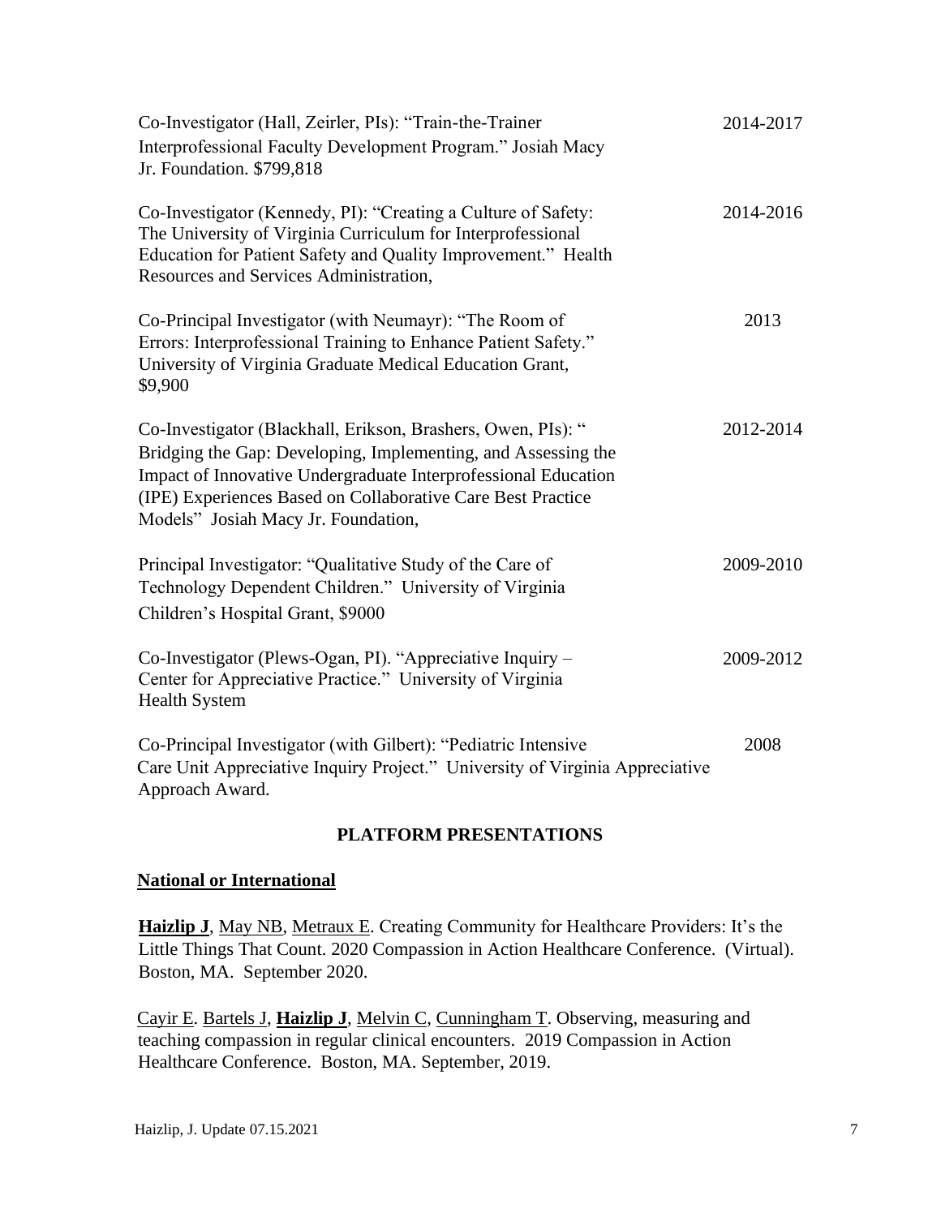Co-Investigator (Hall, Zeirler, PIs): "Train-the-Trainer Interprofessional Faculty Development Program." Josiah Macy Jr. Foundation. $799,818 — 2014-2017

Co-Investigator (Kennedy, PI): "Creating a Culture of Safety: The University of Virginia Curriculum for Interprofessional Education for Patient Safety and Quality Improvement." Health Resources and Services Administration, — 2014-2016

Co-Principal Investigator (with Neumayr): "The Room of Errors: Interprofessional Training to Enhance Patient Safety." University of Virginia Graduate Medical Education Grant, $9,900 — 2013

Co-Investigator (Blackhall, Erikson, Brashers, Owen, PIs): " Bridging the Gap: Developing, Implementing, and Assessing the Impact of Innovative Undergraduate Interprofessional Education (IPE) Experiences Based on Collaborative Care Best Practice Models" Josiah Macy Jr. Foundation, — 2012-2014

Principal Investigator: "Qualitative Study of the Care of Technology Dependent Children." University of Virginia Children's Hospital Grant, $9000 — 2009-2010

Co-Investigator (Plews-Ogan, PI). "Appreciative Inquiry – Center for Appreciative Practice." University of Virginia Health System — 2009-2012

Co-Principal Investigator (with Gilbert): "Pediatric Intensive Care Unit Appreciative Inquiry Project." University of Virginia Appreciative Approach Award. — 2008

## PLATFORM PRESENTATIONS

### National or International

**Haizlip J**, May NB, Metraux E. Creating Community for Healthcare Providers: It's the Little Things That Count. 2020 Compassion in Action Healthcare Conference. (Virtual). Boston, MA. September 2020.

Cayir E. Bartels J, **Haizlip J**, Melvin C, Cunningham T. Observing, measuring and teaching compassion in regular clinical encounters. 2019 Compassion in Action Healthcare Conference. Boston, MA. September, 2019.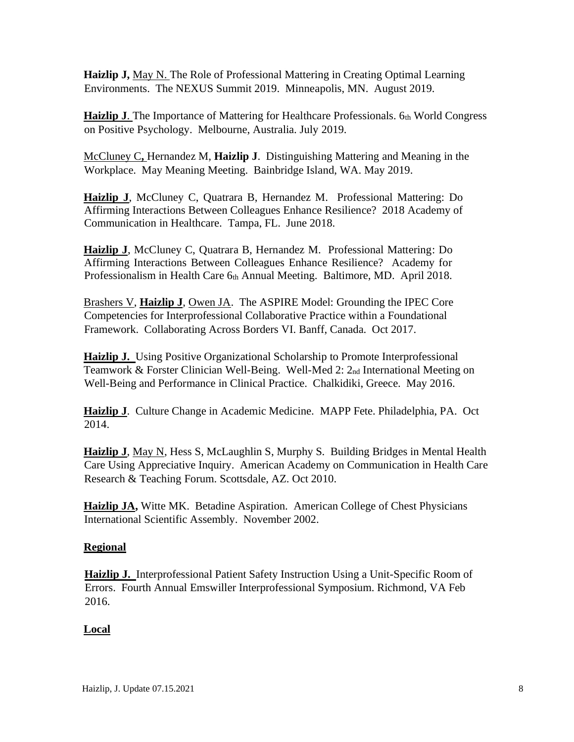**Haizlip J,** May N. The Role of Professional Mattering in Creating Optimal Learning Environments. The NEXUS Summit 2019. Minneapolis, MN. August 2019.

**Haizlip J**. The Importance of Mattering for Healthcare Professionals. 6th World Congress on Positive Psychology. Melbourne, Australia. July 2019.

McCluney C**,** Hernandez M, **Haizlip J**. Distinguishing Mattering and Meaning in the Workplace. May Meaning Meeting. Bainbridge Island, WA. May 2019.

**Haizlip J**, McCluney C, Quatrara B, Hernandez M. Professional Mattering: Do Affirming Interactions Between Colleagues Enhance Resilience? 2018 Academy of Communication in Healthcare. Tampa, FL. June 2018.

**Haizlip J**, McCluney C, Quatrara B, Hernandez M. Professional Mattering: Do Affirming Interactions Between Colleagues Enhance Resilience? Academy for Professionalism in Health Care 6th Annual Meeting. Baltimore, MD. April 2018.

Brashers V, **Haizlip J**, Owen JA. The ASPIRE Model: Grounding the IPEC Core Competencies for Interprofessional Collaborative Practice within a Foundational Framework. Collaborating Across Borders VI. Banff, Canada. Oct 2017.

**Haizlip J.** Using Positive Organizational Scholarship to Promote Interprofessional Teamwork & Forster Clinician Well-Being. Well-Med 2: 2nd International Meeting on Well-Being and Performance in Clinical Practice. Chalkidiki, Greece. May 2016.

**Haizlip J**. Culture Change in Academic Medicine. MAPP Fete. Philadelphia, PA. Oct 2014.

**Haizlip J**, May N, Hess S, McLaughlin S, Murphy S. Building Bridges in Mental Health Care Using Appreciative Inquiry. American Academy on Communication in Health Care Research & Teaching Forum. Scottsdale, AZ. Oct 2010.

**Haizlip JA,** Witte MK. Betadine Aspiration. American College of Chest Physicians International Scientific Assembly. November 2002.

**Regional**

**Haizlip J.** Interprofessional Patient Safety Instruction Using a Unit-Specific Room of Errors. Fourth Annual Emswiller Interprofessional Symposium. Richmond, VA Feb 2016.

**Local**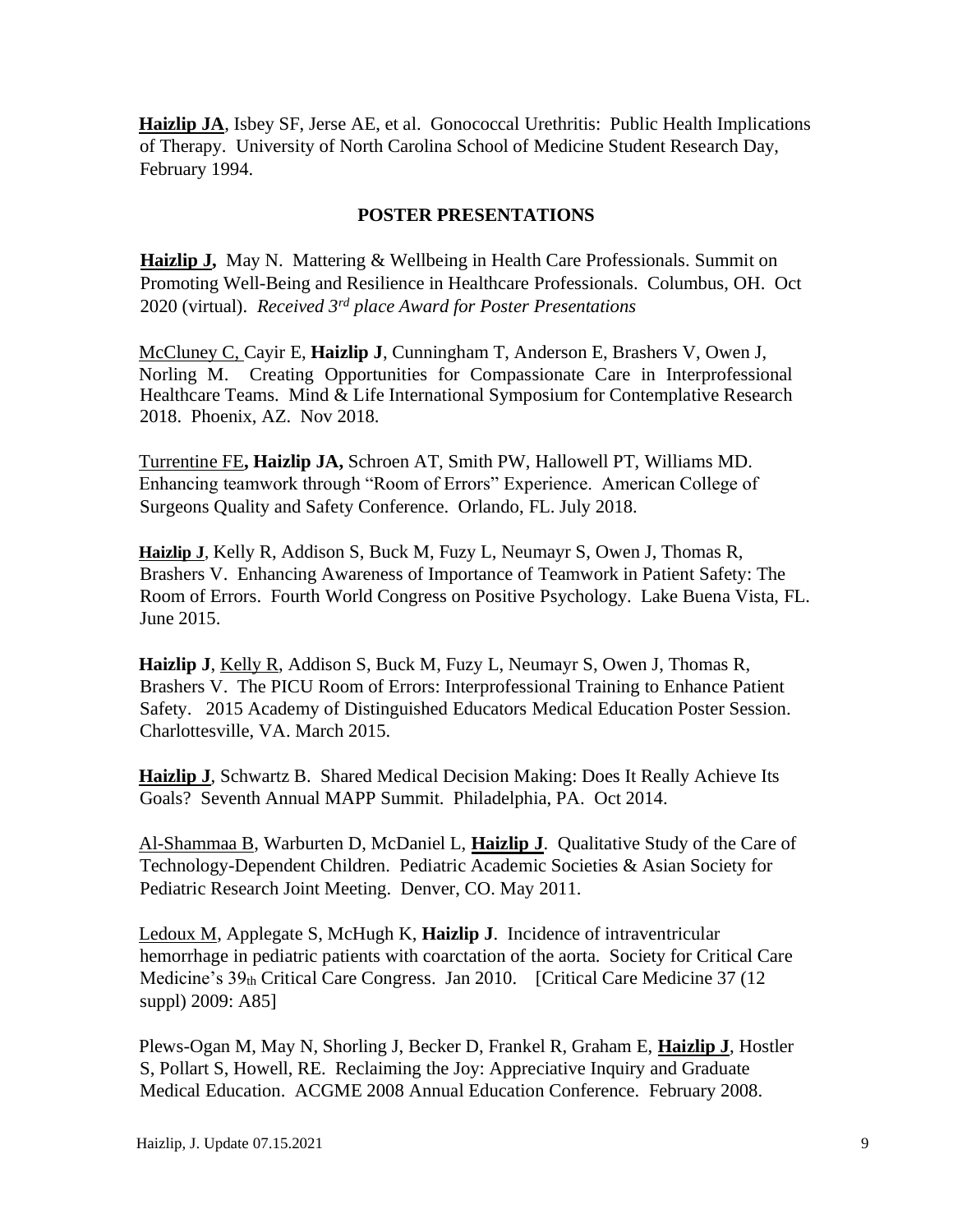**Haizlip JA**, Isbey SF, Jerse AE, et al. Gonococcal Urethritis: Public Health Implications of Therapy. University of North Carolina School of Medicine Student Research Day, February 1994.

## POSTER PRESENTATIONS

**Haizlip J,** May N. Mattering & Wellbeing in Health Care Professionals. Summit on Promoting Well-Being and Resilience in Healthcare Professionals. Columbus, OH. Oct 2020 (virtual). *Received 3rd place Award for Poster Presentations*

McCluney C, Cayir E, **Haizlip J**, Cunningham T, Anderson E, Brashers V, Owen J, Norling M. Creating Opportunities for Compassionate Care in Interprofessional Healthcare Teams. Mind & Life International Symposium for Contemplative Research 2018. Phoenix, AZ. Nov 2018.

Turrentine FE**, Haizlip JA,** Schroen AT, Smith PW, Hallowell PT, Williams MD. Enhancing teamwork through "Room of Errors" Experience. American College of Surgeons Quality and Safety Conference. Orlando, FL. July 2018.

**Haizlip J**, Kelly R, Addison S, Buck M, Fuzy L, Neumayr S, Owen J, Thomas R, Brashers V. Enhancing Awareness of Importance of Teamwork in Patient Safety: The Room of Errors. Fourth World Congress on Positive Psychology. Lake Buena Vista, FL. June 2015.

**Haizlip J**, Kelly R, Addison S, Buck M, Fuzy L, Neumayr S, Owen J, Thomas R, Brashers V. The PICU Room of Errors: Interprofessional Training to Enhance Patient Safety. 2015 Academy of Distinguished Educators Medical Education Poster Session. Charlottesville, VA. March 2015.

**Haizlip J**, Schwartz B. Shared Medical Decision Making: Does It Really Achieve Its Goals? Seventh Annual MAPP Summit. Philadelphia, PA. Oct 2014.

Al-Shammaa B, Warburten D, McDaniel L, **Haizlip J**. Qualitative Study of the Care of Technology-Dependent Children. Pediatric Academic Societies & Asian Society for Pediatric Research Joint Meeting. Denver, CO. May 2011.

Ledoux M, Applegate S, McHugh K, **Haizlip J**. Incidence of intraventricular hemorrhage in pediatric patients with coarctation of the aorta. Society for Critical Care Medicine's 39th Critical Care Congress. Jan 2010. [Critical Care Medicine 37 (12 suppl) 2009: A85]

Plews-Ogan M, May N, Shorling J, Becker D, Frankel R, Graham E, **Haizlip J**, Hostler S, Pollart S, Howell, RE. Reclaiming the Joy: Appreciative Inquiry and Graduate Medical Education. ACGME 2008 Annual Education Conference. February 2008.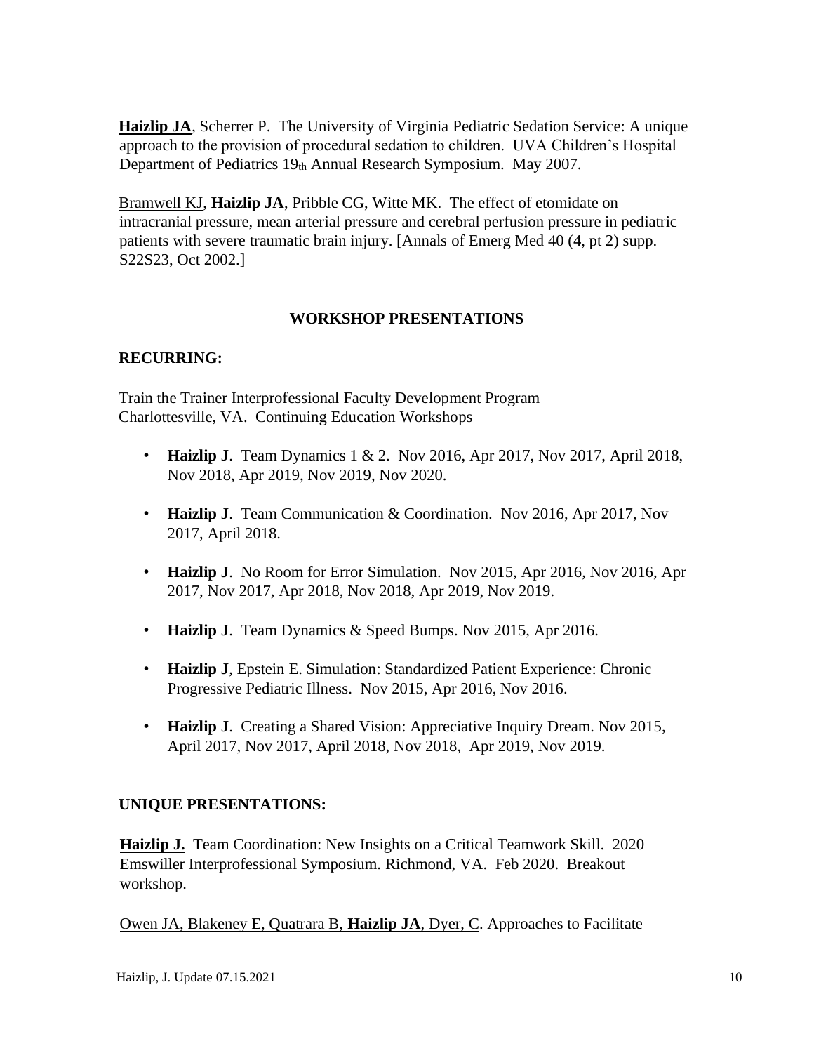**Haizlip JA**, Scherrer P. The University of Virginia Pediatric Sedation Service: A unique approach to the provision of procedural sedation to children. UVA Children's Hospital Department of Pediatrics 19th Annual Research Symposium. May 2007.

Bramwell KJ, **Haizlip JA**, Pribble CG, Witte MK. The effect of etomidate on intracranial pressure, mean arterial pressure and cerebral perfusion pressure in pediatric patients with severe traumatic brain injury. [Annals of Emerg Med 40 (4, pt 2) supp. S22S23, Oct 2002.]

## WORKSHOP PRESENTATIONS

### RECURRING:

Train the Trainer Interprofessional Faculty Development Program
Charlottesville, VA. Continuing Education Workshops

- **Haizlip J**. Team Dynamics 1 & 2. Nov 2016, Apr 2017, Nov 2017, April 2018, Nov 2018, Apr 2019, Nov 2019, Nov 2020.
- **Haizlip J**. Team Communication & Coordination. Nov 2016, Apr 2017, Nov 2017, April 2018.
- **Haizlip J**. No Room for Error Simulation. Nov 2015, Apr 2016, Nov 2016, Apr 2017, Nov 2017, Apr 2018, Nov 2018, Apr 2019, Nov 2019.
- **Haizlip J**. Team Dynamics & Speed Bumps. Nov 2015, Apr 2016.
- **Haizlip J**, Epstein E. Simulation: Standardized Patient Experience: Chronic Progressive Pediatric Illness. Nov 2015, Apr 2016, Nov 2016.
- **Haizlip J**. Creating a Shared Vision: Appreciative Inquiry Dream. Nov 2015, April 2017, Nov 2017, April 2018, Nov 2018, Apr 2019, Nov 2019.

### UNIQUE PRESENTATIONS:

**Haizlip J.** Team Coordination: New Insights on a Critical Teamwork Skill. 2020 Emswiller Interprofessional Symposium. Richmond, VA. Feb 2020. Breakout workshop.

Owen JA, Blakeney E, Quatrara B, **Haizlip JA**, Dyer, C. Approaches to Facilitate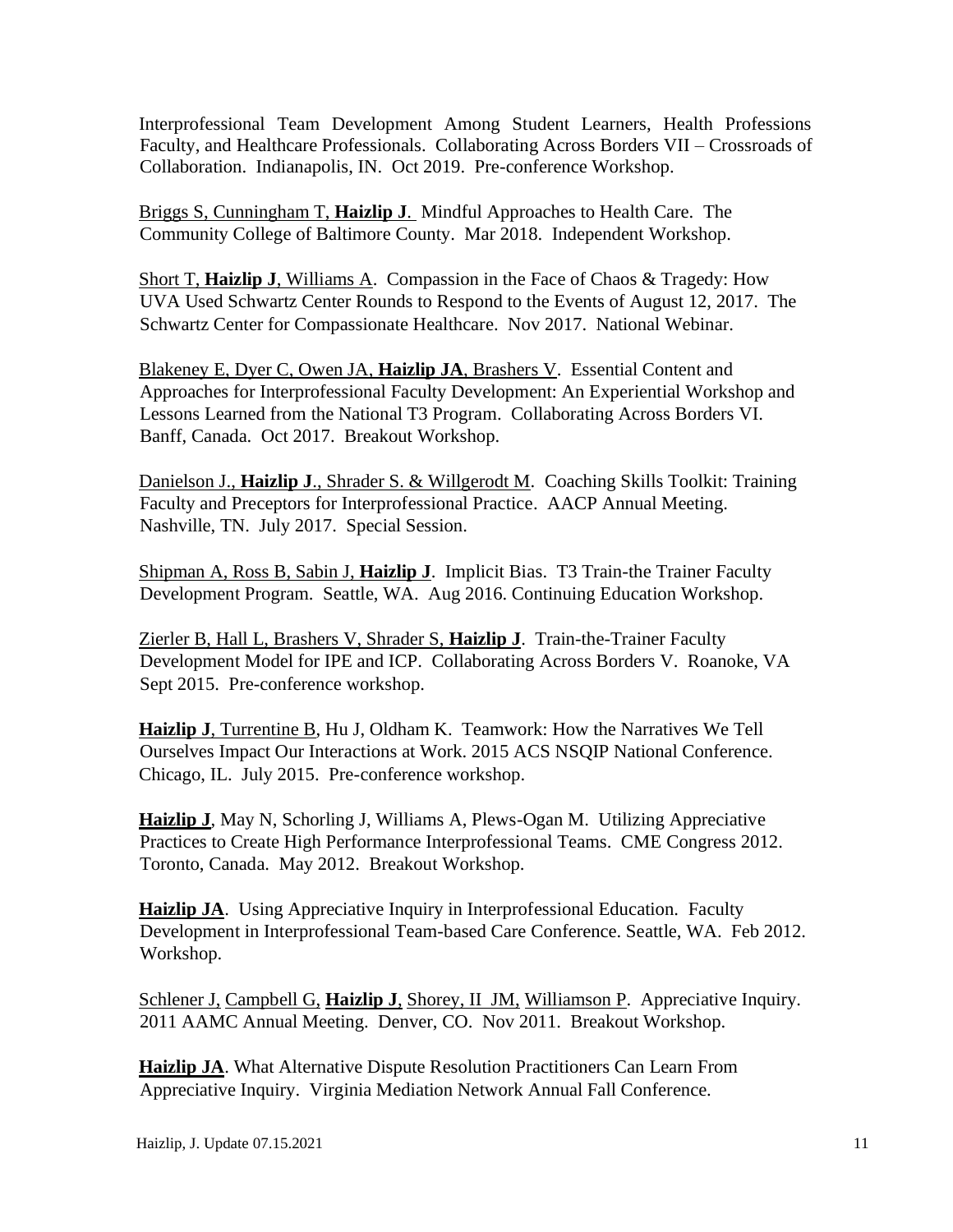Interprofessional Team Development Among Student Learners, Health Professions Faculty, and Healthcare Professionals. Collaborating Across Borders VII – Crossroads of Collaboration. Indianapolis, IN. Oct 2019. Pre-conference Workshop.

Briggs S, Cunningham T, **Haizlip J**. Mindful Approaches to Health Care. The Community College of Baltimore County. Mar 2018. Independent Workshop.

Short T, **Haizlip J**, Williams A. Compassion in the Face of Chaos & Tragedy: How UVA Used Schwartz Center Rounds to Respond to the Events of August 12, 2017. The Schwartz Center for Compassionate Healthcare. Nov 2017. National Webinar.

Blakeney E, Dyer C, Owen JA, **Haizlip JA**, Brashers V. Essential Content and Approaches for Interprofessional Faculty Development: An Experiential Workshop and Lessons Learned from the National T3 Program. Collaborating Across Borders VI. Banff, Canada. Oct 2017. Breakout Workshop.

Danielson J., **Haizlip J**., Shrader S. & Willgerodt M. Coaching Skills Toolkit: Training Faculty and Preceptors for Interprofessional Practice. AACP Annual Meeting. Nashville, TN. July 2017. Special Session.

Shipman A, Ross B, Sabin J, **Haizlip J**. Implicit Bias. T3 Train-the Trainer Faculty Development Program. Seattle, WA. Aug 2016. Continuing Education Workshop.

Zierler B, Hall L, Brashers V, Shrader S, **Haizlip J**. Train-the-Trainer Faculty Development Model for IPE and ICP. Collaborating Across Borders V. Roanoke, VA Sept 2015. Pre-conference workshop.

**Haizlip J**, Turrentine B, Hu J, Oldham K. Teamwork: How the Narratives We Tell Ourselves Impact Our Interactions at Work. 2015 ACS NSQIP National Conference. Chicago, IL. July 2015. Pre-conference workshop.

**Haizlip J**, May N, Schorling J, Williams A, Plews-Ogan M. Utilizing Appreciative Practices to Create High Performance Interprofessional Teams. CME Congress 2012. Toronto, Canada. May 2012. Breakout Workshop.

**Haizlip JA**. Using Appreciative Inquiry in Interprofessional Education. Faculty Development in Interprofessional Team-based Care Conference. Seattle, WA. Feb 2012. Workshop.

Schlener J, Campbell G, **Haizlip J**, Shorey, II JM, Williamson P. Appreciative Inquiry. 2011 AAMC Annual Meeting. Denver, CO. Nov 2011. Breakout Workshop.

**Haizlip JA**. What Alternative Dispute Resolution Practitioners Can Learn From Appreciative Inquiry. Virginia Mediation Network Annual Fall Conference.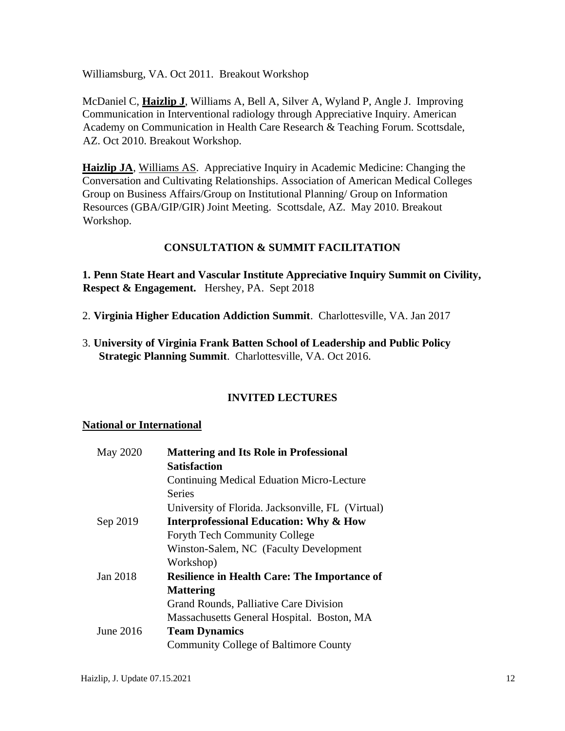Williamsburg, VA. Oct 2011. Breakout Workshop

McDaniel C, **Haizlip J**, Williams A, Bell A, Silver A, Wyland P, Angle J. Improving Communication in Interventional radiology through Appreciative Inquiry. American Academy on Communication in Health Care Research & Teaching Forum. Scottsdale, AZ. Oct 2010. Breakout Workshop.

**Haizlip JA**, Williams AS. Appreciative Inquiry in Academic Medicine: Changing the Conversation and Cultivating Relationships. Association of American Medical Colleges Group on Business Affairs/Group on Institutional Planning/ Group on Information Resources (GBA/GIP/GIR) Joint Meeting. Scottsdale, AZ. May 2010. Breakout Workshop.

## CONSULTATION & SUMMIT FACILITATION

**1. Penn State Heart and Vascular Institute Appreciative Inquiry Summit on Civility, Respect & Engagement.** Hershey, PA. Sept 2018

2. **Virginia Higher Education Addiction Summit**. Charlottesville, VA. Jan 2017

3. **University of Virginia Frank Batten School of Leadership and Public Policy Strategic Planning Summit**. Charlottesville, VA. Oct 2016.

## INVITED LECTURES

### National or International

| | |
|---|---|
| May 2020 | **Mattering and Its Role in Professional Satisfaction**<br>Continuing Medical Eduation Micro-Lecture Series<br>University of Florida. Jacksonville, FL (Virtual) |
| Sep 2019 | **Interprofessional Education: Why & How**<br>Foryth Tech Community College<br>Winston-Salem, NC (Faculty Development Workshop) |
| Jan 2018 | **Resilience in Health Care: The Importance of Mattering**<br>Grand Rounds, Palliative Care Division<br>Massachusetts General Hospital. Boston, MA |
| June 2016 | **Team Dynamics**<br>Community College of Baltimore County |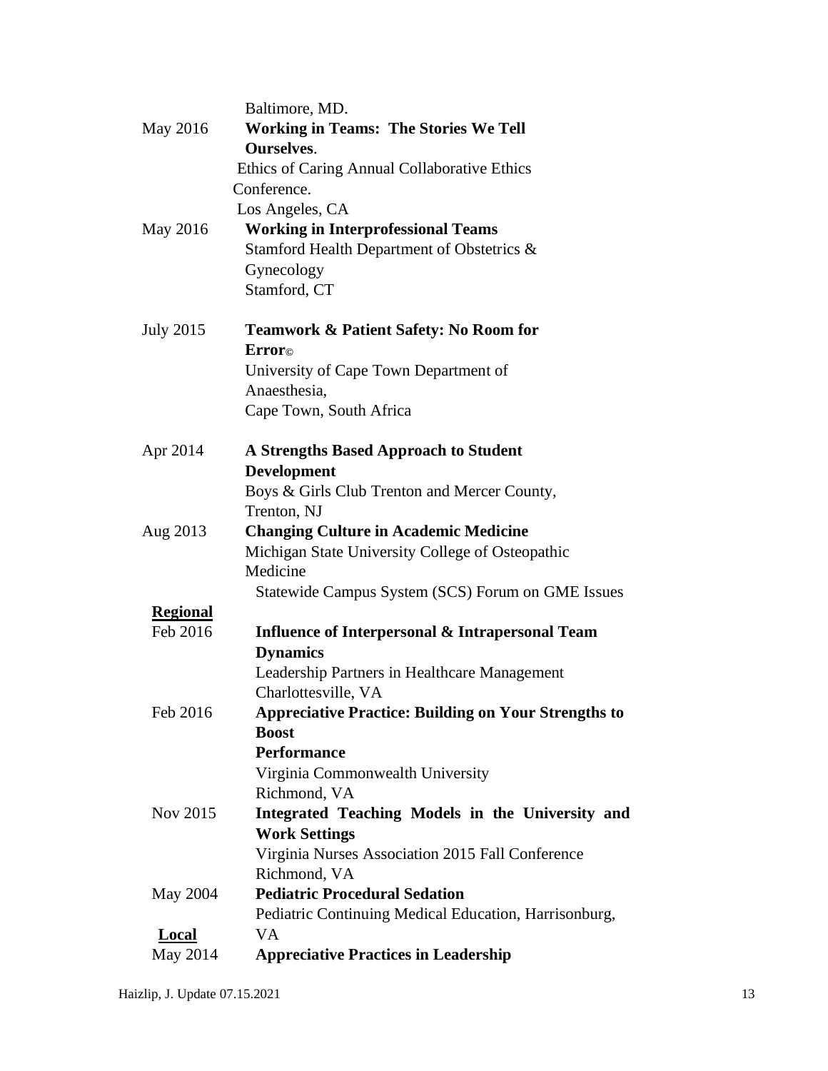| | |
|---|---|
| | Baltimore, MD. |
| May 2016 | **Working in Teams: The Stories We Tell Ourselves**. Ethics of Caring Annual Collaborative Ethics Conference. Los Angeles, CA |
| May 2016 | **Working in Interprofessional Teams** Stamford Health Department of Obstetrics & Gynecology Stamford, CT |
| July 2015 | **Teamwork & Patient Safety: No Room for Error©** University of Cape Town Department of Anaesthesia, Cape Town, South Africa |
| Apr 2014 | **A Strengths Based Approach to Student Development** Boys & Girls Club Trenton and Mercer County, Trenton, NJ |
| Aug 2013 | **Changing Culture in Academic Medicine** Michigan State University College of Osteopathic Medicine Statewide Campus System (SCS) Forum on GME Issues |

**Regional**

| | |
|---|---|
| Feb 2016 | **Influence of Interpersonal & Intrapersonal Team Dynamics** Leadership Partners in Healthcare Management Charlottesville, VA |
| Feb 2016 | **Appreciative Practice: Building on Your Strengths to Boost Performance** Virginia Commonwealth University Richmond, VA |
| Nov 2015 | **Integrated Teaching Models in the University and Work Settings** Virginia Nurses Association 2015 Fall Conference Richmond, VA |
| May 2004 | **Pediatric Procedural Sedation** Pediatric Continuing Medical Education, Harrisonburg, VA |

**Local**

| | |
|---|---|
| May 2014 | **Appreciative Practices in Leadership** |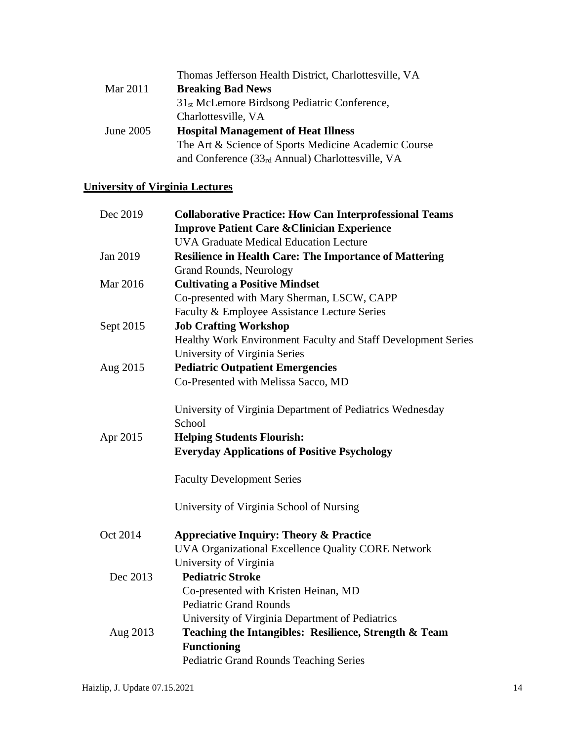| | |
|---|---|
| | Thomas Jefferson Health District, Charlottesville, VA |
| Mar 2011 | **Breaking Bad News** |
| | 31st McLemore Birdsong Pediatric Conference, Charlottesville, VA |
| June 2005 | **Hospital Management of Heat Illness** |
| | The Art & Science of Sports Medicine Academic Course and Conference (33rd Annual) Charlottesville, VA |

## University of Virginia Lectures

| | |
|---|---|
| Dec 2019 | **Collaborative Practice: How Can Interprofessional Teams Improve Patient Care &Clinician Experience** |
| | UVA Graduate Medical Education Lecture |
| Jan 2019 | **Resilience in Health Care: The Importance of Mattering** |
| | Grand Rounds, Neurology |
| Mar 2016 | **Cultivating a Positive Mindset** |
| | Co-presented with Mary Sherman, LSCW, CAPP |
| | Faculty & Employee Assistance Lecture Series |
| Sept 2015 | **Job Crafting Workshop** |
| | Healthy Work Environment Faculty and Staff Development Series |
| | University of Virginia Series |
| Aug 2015 | **Pediatric Outpatient Emergencies** |
| | Co-Presented with Melissa Sacco, MD |
| | University of Virginia Department of Pediatrics Wednesday School |
| Apr 2015 | **Helping Students Flourish: Everyday Applications of Positive Psychology** |
| | Faculty Development Series |
| | University of Virginia School of Nursing |
| Oct 2014 | **Appreciative Inquiry: Theory & Practice** |
| | UVA Organizational Excellence Quality CORE Network |
| | University of Virginia |
| Dec 2013 | **Pediatric Stroke** |
| | Co-presented with Kristen Heinan, MD |
| | Pediatric Grand Rounds |
| | University of Virginia Department of Pediatrics |
| Aug 2013 | **Teaching the Intangibles: Resilience, Strength & Team Functioning** |
| | Pediatric Grand Rounds Teaching Series |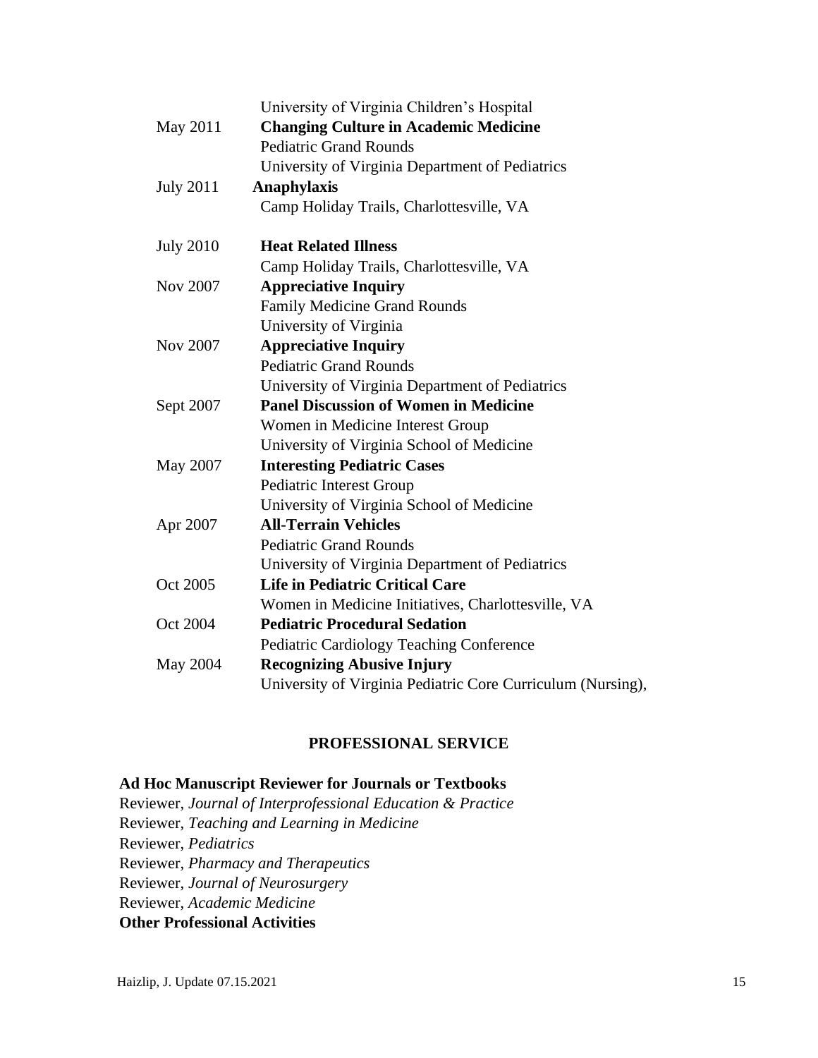University of Virginia Children's Hospital

May 2011 **Changing Culture in Academic Medicine**
Pediatric Grand Rounds
University of Virginia Department of Pediatrics

July 2011 **Anaphylaxis**
Camp Holiday Trails, Charlottesville, VA

July 2010 **Heat Related Illness**
Camp Holiday Trails, Charlottesville, VA

Nov 2007 **Appreciative Inquiry**
Family Medicine Grand Rounds
University of Virginia

Nov 2007 **Appreciative Inquiry**
Pediatric Grand Rounds
University of Virginia Department of Pediatrics

Sept 2007 **Panel Discussion of Women in Medicine**
Women in Medicine Interest Group
University of Virginia School of Medicine

May 2007 **Interesting Pediatric Cases**
Pediatric Interest Group
University of Virginia School of Medicine

Apr 2007 **All-Terrain Vehicles**
Pediatric Grand Rounds
University of Virginia Department of Pediatrics

Oct 2005 **Life in Pediatric Critical Care**
Women in Medicine Initiatives, Charlottesville, VA

Oct 2004 **Pediatric Procedural Sedation**
Pediatric Cardiology Teaching Conference

May 2004 **Recognizing Abusive Injury**
University of Virginia Pediatric Core Curriculum (Nursing),

## PROFESSIONAL SERVICE

**Ad Hoc Manuscript Reviewer for Journals or Textbooks**

Reviewer, *Journal of Interprofessional Education & Practice*
Reviewer, *Teaching and Learning in Medicine*
Reviewer, *Pediatrics*
Reviewer, *Pharmacy and Therapeutics*
Reviewer, *Journal of Neurosurgery*
Reviewer, *Academic Medicine*

**Other Professional Activities**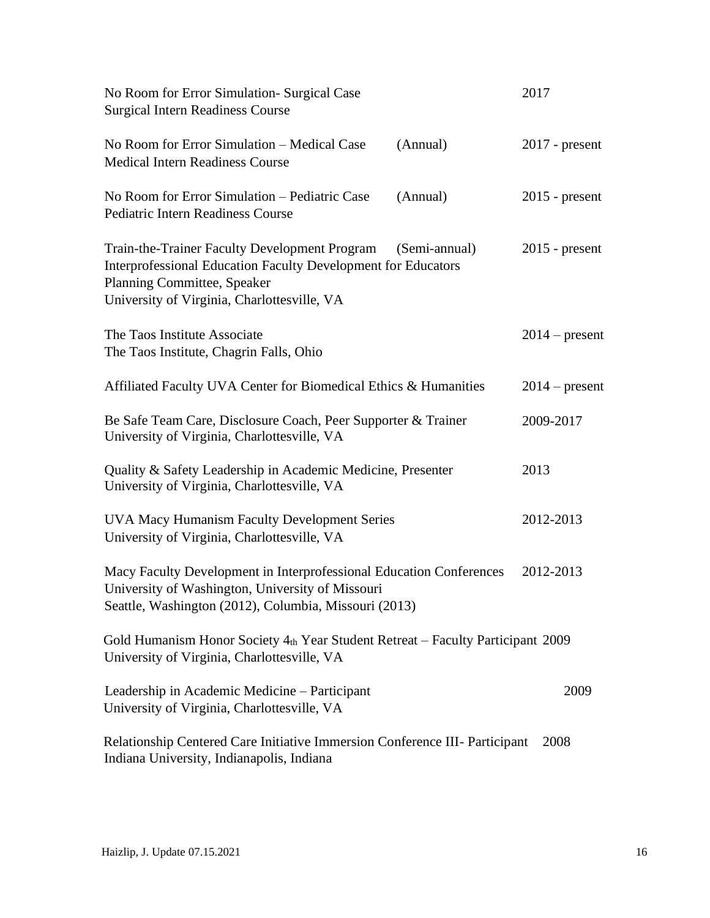No Room for Error Simulation- Surgical Case 2017
Surgical Intern Readiness Course

No Room for Error Simulation – Medical Case (Annual) 2017 - present
Medical Intern Readiness Course

No Room for Error Simulation – Pediatric Case (Annual) 2015 - present
Pediatric Intern Readiness Course

Train-the-Trainer Faculty Development Program (Semi-annual) 2015 - present
Interprofessional Education Faculty Development for Educators
Planning Committee, Speaker
University of Virginia, Charlottesville, VA

The Taos Institute Associate 2014 – present
The Taos Institute, Chagrin Falls, Ohio

Affiliated Faculty UVA Center for Biomedical Ethics & Humanities 2014 – present

Be Safe Team Care, Disclosure Coach, Peer Supporter & Trainer 2009-2017
University of Virginia, Charlottesville, VA

Quality & Safety Leadership in Academic Medicine, Presenter 2013
University of Virginia, Charlottesville, VA

UVA Macy Humanism Faculty Development Series 2012-2013
University of Virginia, Charlottesville, VA

Macy Faculty Development in Interprofessional Education Conferences 2012-2013
University of Washington, University of Missouri
Seattle, Washington (2012), Columbia, Missouri (2013)

Gold Humanism Honor Society 4th Year Student Retreat – Faculty Participant 2009
University of Virginia, Charlottesville, VA

Leadership in Academic Medicine – Participant 2009
University of Virginia, Charlottesville, VA

Relationship Centered Care Initiative Immersion Conference III- Participant 2008
Indiana University, Indianapolis, Indiana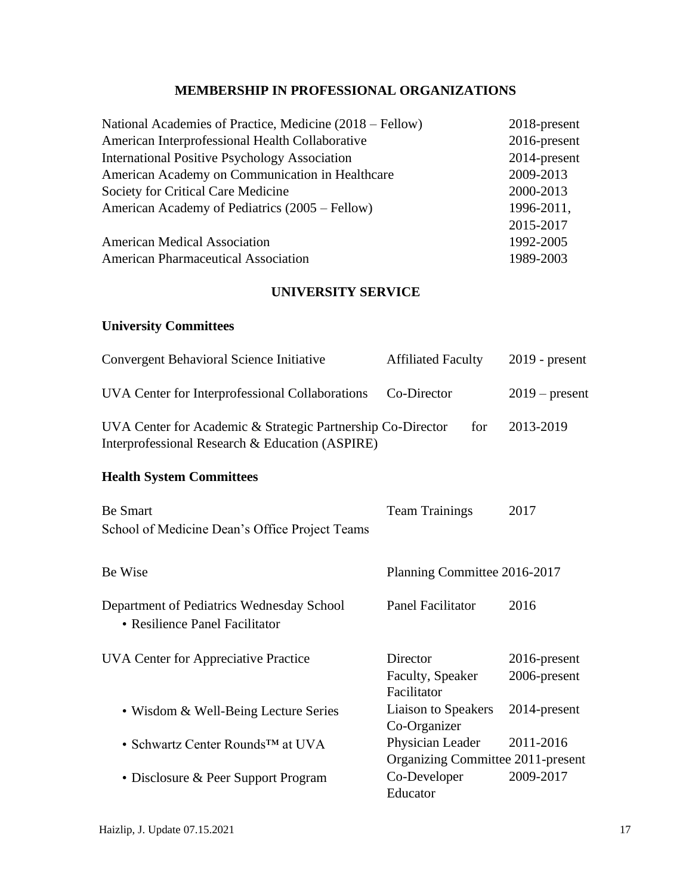## MEMBERSHIP IN PROFESSIONAL ORGANIZATIONS

| | |
|---|---|
| National Academies of Practice, Medicine (2018 – Fellow) | 2018-present |
| American Interprofessional Health Collaborative | 2016-present |
| International Positive Psychology Association | 2014-present |
| American Academy on Communication in Healthcare | 2009-2013 |
| Society for Critical Care Medicine | 2000-2013 |
| American Academy of Pediatrics (2005 – Fellow) | 1996-2011, 2015-2017 |
| American Medical Association | 1992-2005 |
| American Pharmaceutical Association | 1989-2003 |

## UNIVERSITY SERVICE

### University Committees

| | | |
|---|---|---|
| Convergent Behavioral Science Initiative | Affiliated Faculty | 2019 - present |
| UVA Center for Interprofessional Collaborations | Co-Director | 2019 – present |
| UVA Center for Academic & Strategic Partnership for Interprofessional Research & Education (ASPIRE) | Co-Director | 2013-2019 |

### Health System Committees

| | | |
|---|---|---|
| Be Smart<br>School of Medicine Dean's Office Project Teams | Team Trainings | 2017 |
| Be Wise | Planning Committee | 2016-2017 |
| Department of Pediatrics Wednesday School<br>• Resilience Panel Facilitator | Panel Facilitator | 2016 |
| UVA Center for Appreciative Practice | Director | 2016-present |
| | Faculty, Speaker Facilitator | 2006-present |
| • Wisdom & Well-Being Lecture Series | Liaison to Speakers Co-Organizer | 2014-present |
| • Schwartz Center Rounds™ at UVA | Physician Leader | 2011-2016 |
| | Organizing Committee | 2011-present |
| • Disclosure & Peer Support Program | Co-Developer Educator | 2009-2017 |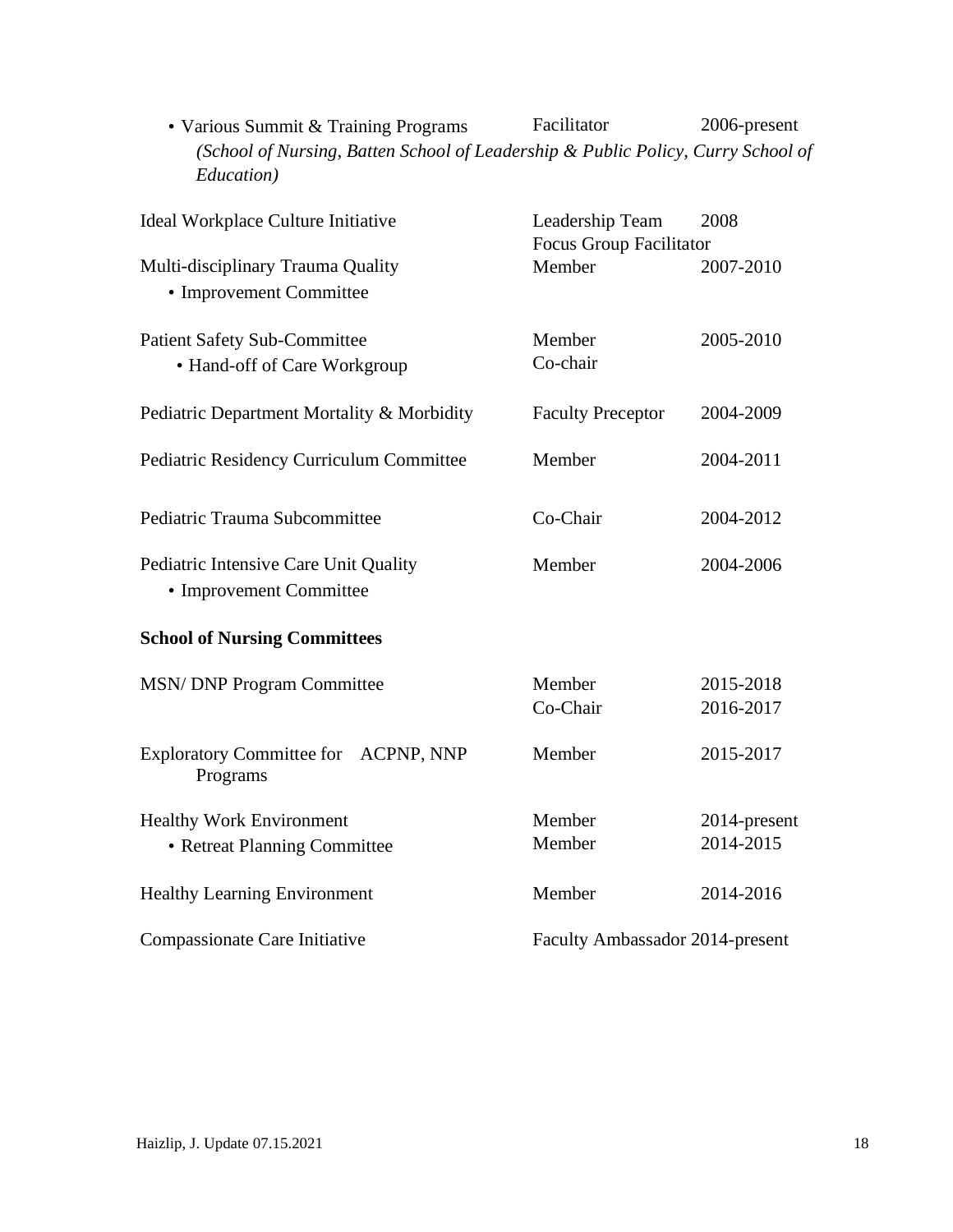| | | |
|---|---|---|
| • Various Summit & Training Programs | Facilitator | 2006-present |
| *(School of Nursing, Batten School of Leadership & Public Policy, Curry School of Education)* | | |
| Ideal Workplace Culture Initiative | Leadership Team<br>Focus Group Facilitator | 2008 |
| Multi-disciplinary Trauma Quality<br>• Improvement Committee | Member | 2007-2010 |
| Patient Safety Sub-Committee<br>• Hand-off of Care Workgroup | Member<br>Co-chair | 2005-2010 |
| Pediatric Department Mortality & Morbidity | Faculty Preceptor | 2004-2009 |
| Pediatric Residency Curriculum Committee | Member | 2004-2011 |
| Pediatric Trauma Subcommittee | Co-Chair | 2004-2012 |
| Pediatric Intensive Care Unit Quality<br>• Improvement Committee | Member | 2004-2006 |

**School of Nursing Committees**

| | | |
|---|---|---|
| MSN/ DNP Program Committee | Member<br>Co-Chair | 2015-2018<br>2016-2017 |
| Exploratory Committee for ACPNP, NNP Programs | Member | 2015-2017 |
| Healthy Work Environment<br>• Retreat Planning Committee | Member<br>Member | 2014-present<br>2014-2015 |
| Healthy Learning Environment | Member | 2014-2016 |
| Compassionate Care Initiative | Faculty Ambassador | 2014-present |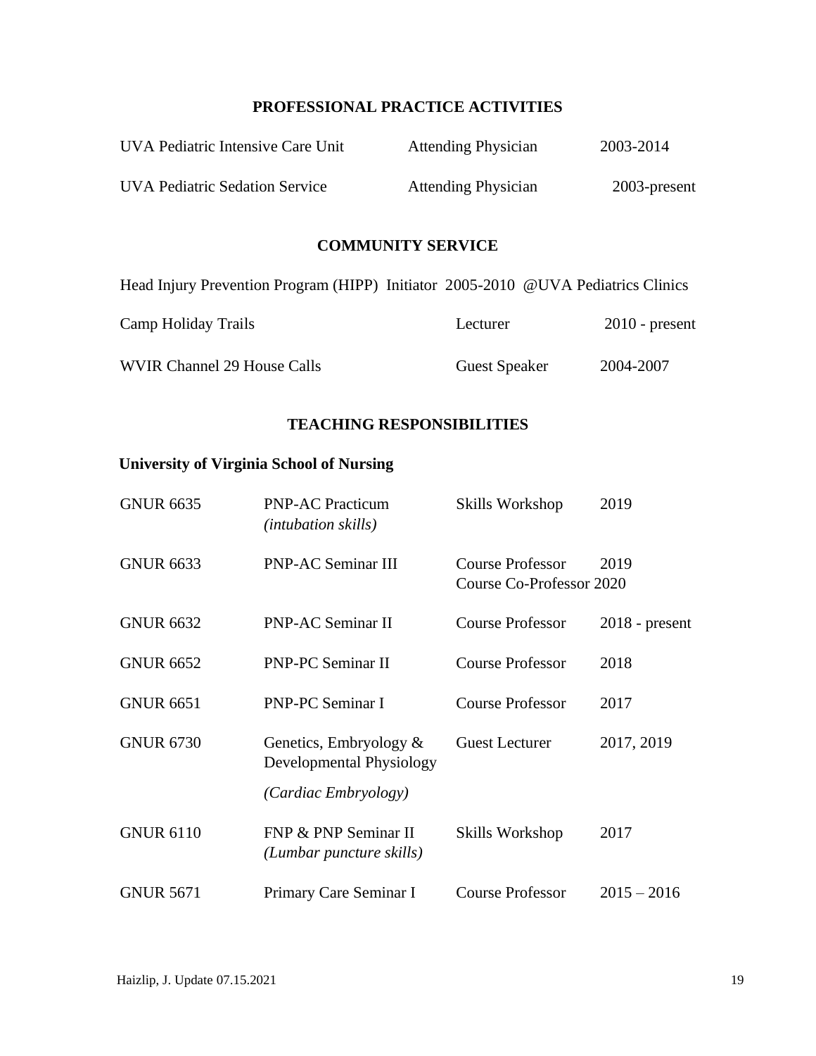## PROFESSIONAL PRACTICE ACTIVITIES

| | | |
|---|---|---|
| UVA Pediatric Intensive Care Unit | Attending Physician | 2003-2014 |
| UVA Pediatric Sedation Service | Attending Physician | 2003-present |

## COMMUNITY SERVICE

Head Injury Prevention Program (HIPP) Initiator 2005-2010 @UVA Pediatrics Clinics

| | | |
|---|---|---|
| Camp Holiday Trails | Lecturer | 2010 - present |
| WVIR Channel 29 House Calls | Guest Speaker | 2004-2007 |

## TEACHING RESPONSIBILITIES

### University of Virginia School of Nursing

| | | | |
|---|---|---|---|
| GNUR 6635 | PNP-AC Practicum *(intubation skills)* | Skills Workshop | 2019 |
| GNUR 6633 | PNP-AC Seminar III | Course Professor<br>Course Co-Professor | 2019<br>2020 |
| GNUR 6632 | PNP-AC Seminar II | Course Professor | 2018 - present |
| GNUR 6652 | PNP-PC Seminar II | Course Professor | 2018 |
| GNUR 6651 | PNP-PC Seminar I | Course Professor | 2017 |
| GNUR 6730 | Genetics, Embryology & Developmental Physiology *(Cardiac Embryology)* | Guest Lecturer | 2017, 2019 |
| GNUR 6110 | FNP & PNP Seminar II *(Lumbar puncture skills)* | Skills Workshop | 2017 |
| GNUR 5671 | Primary Care Seminar I | Course Professor | 2015 – 2016 |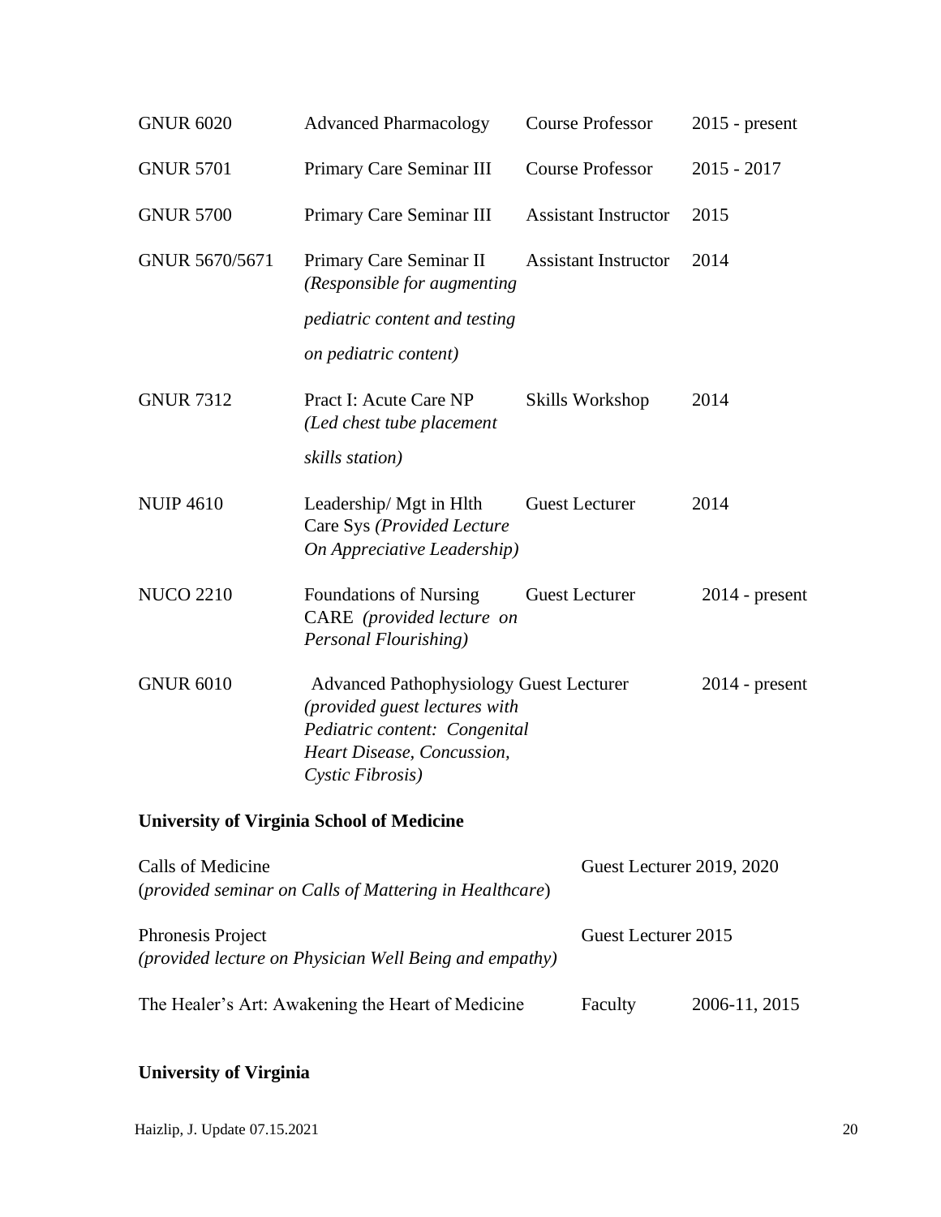| | | | |
|---|---|---|---|
| GNUR 6020 | Advanced Pharmacology | Course Professor | 2015 - present |
| GNUR 5701 | Primary Care Seminar III | Course Professor | 2015 - 2017 |
| GNUR 5700 | Primary Care Seminar III | Assistant Instructor | 2015 |
| GNUR 5670/5671 | Primary Care Seminar II *(Responsible for augmenting pediatric content and testing on pediatric content)* | Assistant Instructor | 2014 |
| GNUR 7312 | Pract I: Acute Care NP *(Led chest tube placement skills station)* | Skills Workshop | 2014 |
| NUIP 4610 | Leadership/ Mgt in Hlth Care Sys *(Provided Lecture On Appreciative Leadership)* | Guest Lecturer | 2014 |
| NUCO 2210 | Foundations of Nursing CARE *(provided lecture on Personal Flourishing)* | Guest Lecturer | 2014 - present |
| GNUR 6010 | Advanced Pathophysiology *(provided guest lectures with Pediatric content: Congenital Heart Disease, Concussion, Cystic Fibrosis)* | Guest Lecturer | 2014 - present |

**University of Virginia School of Medicine**

| | | |
|---|---|---|
| Calls of Medicine (*provided seminar on Calls of Mattering in Healthcare*) | Guest Lecturer | 2019, 2020 |
| Phronesis Project *(provided lecture on Physician Well Being and empathy)* | Guest Lecturer | 2015 |
| The Healer's Art: Awakening the Heart of Medicine | Faculty | 2006-11, 2015 |

**University of Virginia**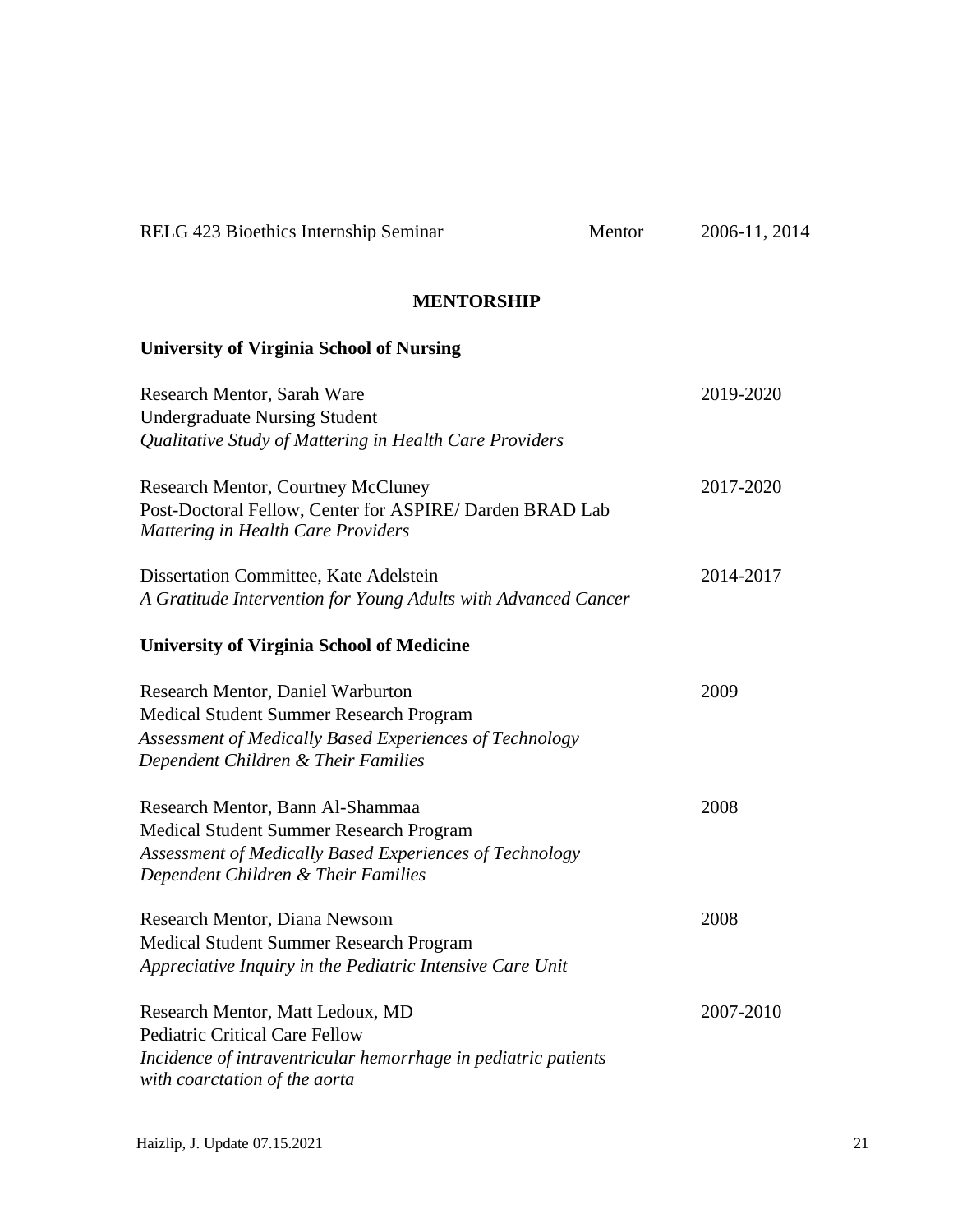RELG 423 Bioethics Internship Seminar    Mentor    2006-11, 2014

## MENTORSHIP

### University of Virginia School of Nursing

Research Mentor, Sarah Ware    2019-2020
Undergraduate Nursing Student
*Qualitative Study of Mattering in Health Care Providers*

Research Mentor, Courtney McCluney    2017-2020
Post-Doctoral Fellow, Center for ASPIRE/ Darden BRAD Lab
*Mattering in Health Care Providers*

Dissertation Committee, Kate Adelstein    2014-2017
*A Gratitude Intervention for Young Adults with Advanced Cancer*

### University of Virginia School of Medicine

Research Mentor, Daniel Warburton    2009
Medical Student Summer Research Program
*Assessment of Medically Based Experiences of Technology Dependent Children & Their Families*

Research Mentor, Bann Al-Shammaa    2008
Medical Student Summer Research Program
*Assessment of Medically Based Experiences of Technology Dependent Children & Their Families*

Research Mentor, Diana Newsom    2008
Medical Student Summer Research Program
*Appreciative Inquiry in the Pediatric Intensive Care Unit*

Research Mentor, Matt Ledoux, MD    2007-2010
Pediatric Critical Care Fellow
*Incidence of intraventricular hemorrhage in pediatric patients with coarctation of the aorta*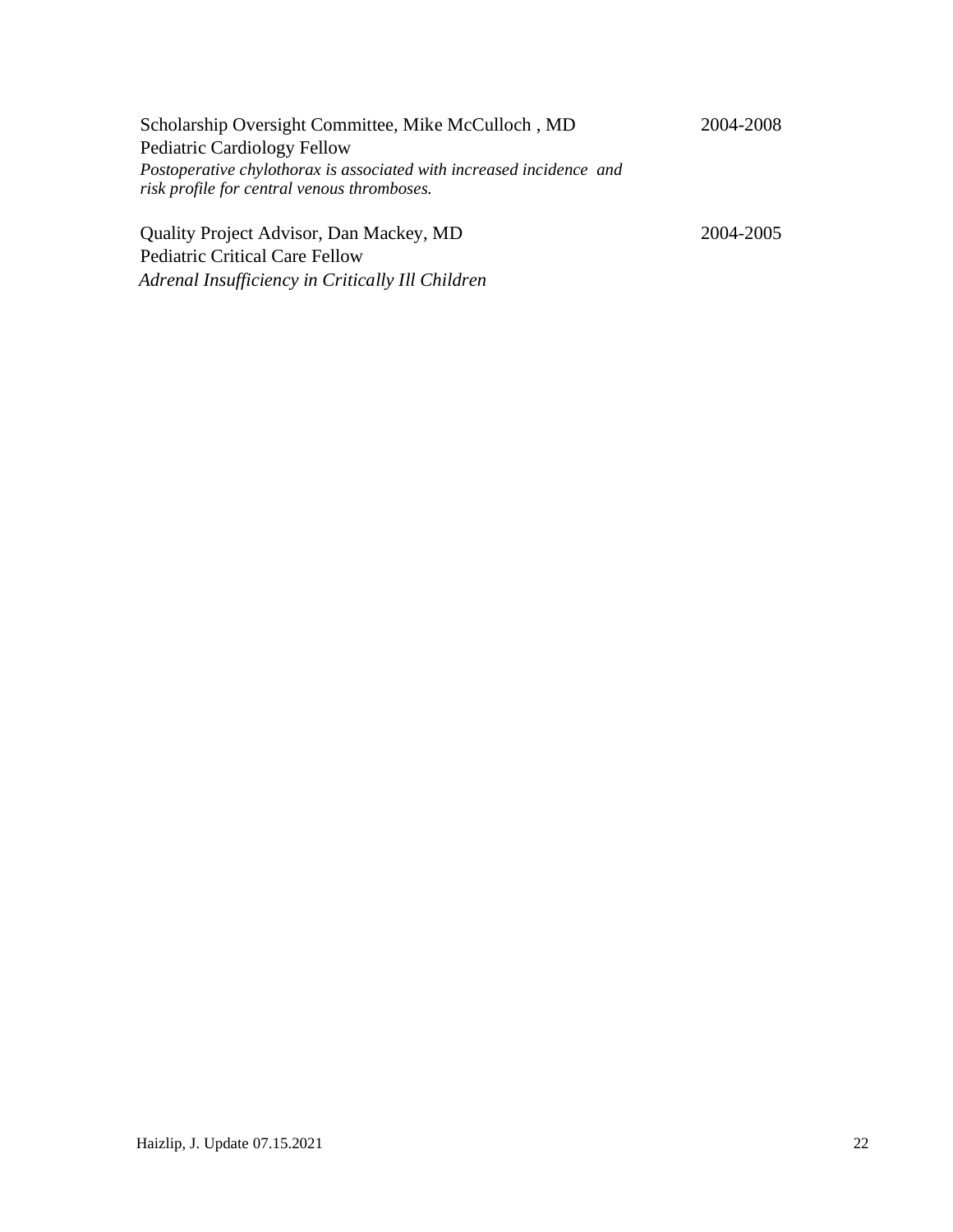Scholarship Oversight Committee, Mike McCulloch , MD 2004-2008
Pediatric Cardiology Fellow
*Postoperative chylothorax is associated with increased incidence and risk profile for central venous thromboses.*

Quality Project Advisor, Dan Mackey, MD 2004-2005
Pediatric Critical Care Fellow
*Adrenal Insufficiency in Critically Ill Children*